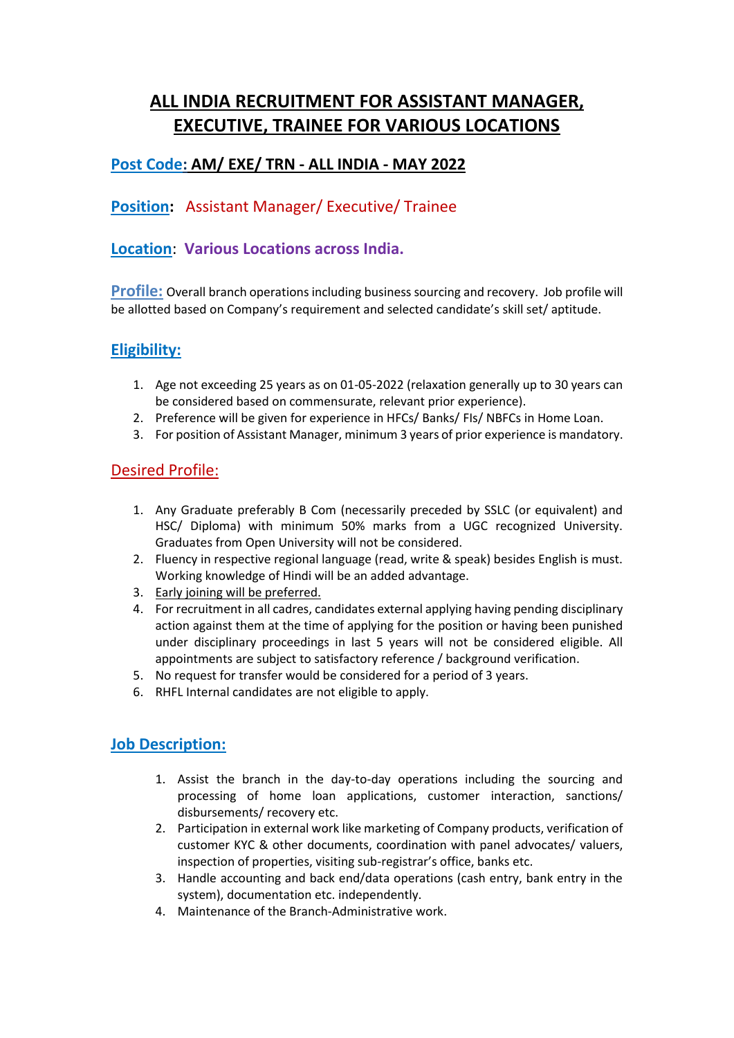# ALL INDIA RECRUITMENT FOR ASSISTANT MANAGER, EXECUTIVE, TRAINEE FOR VARIOUS LOCATIONS

**Post Code: AM/ EXE/ TRN - ALL INDIA - MAY 2022**

**Position**: Assistant Manager/ Executive/ Trainee

**Location**: **Various Locations across India.**

**Profile:** Overall branch operations including business sourcing and recovery. Job profile will be allotted based on Company's requirement and selected candidate's skill set/ aptitude.

## Eligibility:

1. Age not exceeding 25 years as on 01-05-2022 (relaxation generally up to 30 years can be considered based on commensurate, relevant prior experience).
2. Preference will be given for experience in HFCs/ Banks/ FIs/ NBFCs in Home Loan.
3. For position of Assistant Manager, minimum 3 years of prior experience is mandatory.

## Desired Profile:

1. Any Graduate preferably B Com (necessarily preceded by SSLC (or equivalent) and HSC/ Diploma) with minimum 50% marks from a UGC recognized University. Graduates from Open University will not be considered.
2. Fluency in respective regional language (read, write & speak) besides English is must. Working knowledge of Hindi will be an added advantage.
3. Early joining will be preferred.
4. For recruitment in all cadres, candidates external applying having pending disciplinary action against them at the time of applying for the position or having been punished under disciplinary proceedings in last 5 years will not be considered eligible. All appointments are subject to satisfactory reference / background verification.
5. No request for transfer would be considered for a period of 3 years.
6. RHFL Internal candidates are not eligible to apply.

## Job Description:

1. Assist the branch in the day-to-day operations including the sourcing and processing of home loan applications, customer interaction, sanctions/ disbursements/ recovery etc.
2. Participation in external work like marketing of Company products, verification of customer KYC & other documents, coordination with panel advocates/ valuers, inspection of properties, visiting sub-registrar's office, banks etc.
3. Handle accounting and back end/data operations (cash entry, bank entry in the system), documentation etc. independently.
4. Maintenance of the Branch-Administrative work.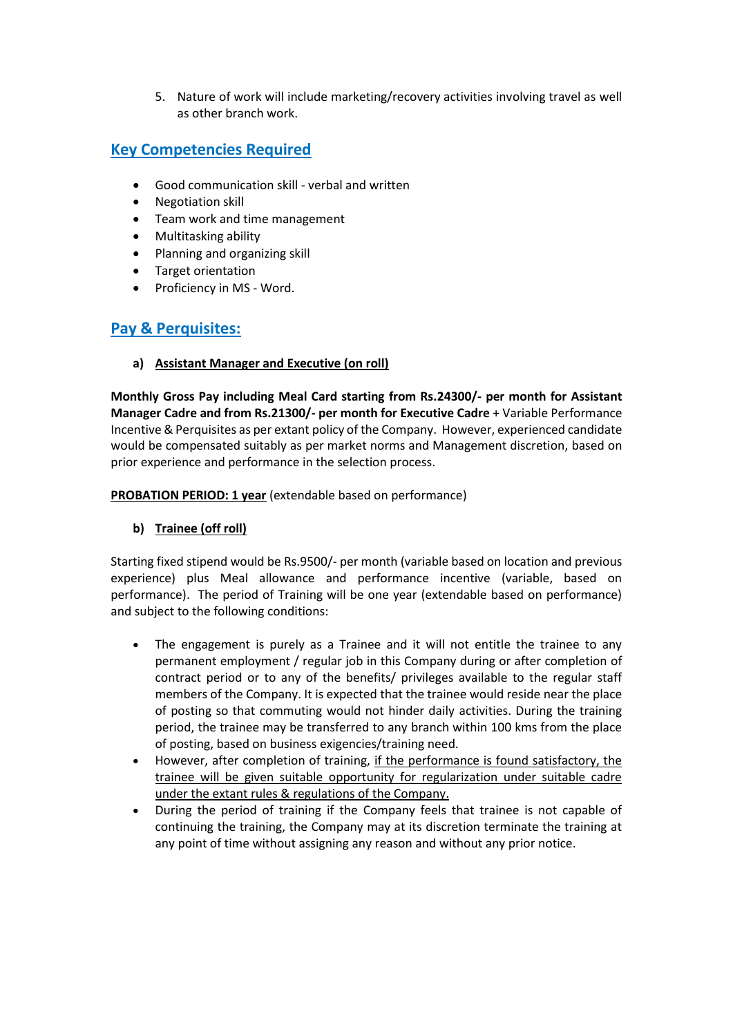5. Nature of work will include marketing/recovery activities involving travel as well as other branch work.

## Key Competencies Required

- Good communication skill - verbal and written
- Negotiation skill
- Team work and time management
- Multitasking ability
- Planning and organizing skill
- Target orientation
- Proficiency in MS - Word.

## Pay & Perquisites:

**a) Assistant Manager and Executive (on roll)**

**Monthly Gross Pay including Meal Card starting from Rs.24300/- per month for Assistant Manager Cadre and from Rs.21300/- per month for Executive Cadre** + Variable Performance Incentive & Perquisites as per extant policy of the Company. However, experienced candidate would be compensated suitably as per market norms and Management discretion, based on prior experience and performance in the selection process.

**PROBATION PERIOD: 1 year** (extendable based on performance)

**b) Trainee (off roll)**

Starting fixed stipend would be Rs.9500/- per month (variable based on location and previous experience) plus Meal allowance and performance incentive (variable, based on performance). The period of Training will be one year (extendable based on performance) and subject to the following conditions:

- The engagement is purely as a Trainee and it will not entitle the trainee to any permanent employment / regular job in this Company during or after completion of contract period or to any of the benefits/ privileges available to the regular staff members of the Company. It is expected that the trainee would reside near the place of posting so that commuting would not hinder daily activities. During the training period, the trainee may be transferred to any branch within 100 kms from the place of posting, based on business exigencies/training need.
- However, after completion of training, if the performance is found satisfactory, the trainee will be given suitable opportunity for regularization under suitable cadre under the extant rules & regulations of the Company.
- During the period of training if the Company feels that trainee is not capable of continuing the training, the Company may at its discretion terminate the training at any point of time without assigning any reason and without any prior notice.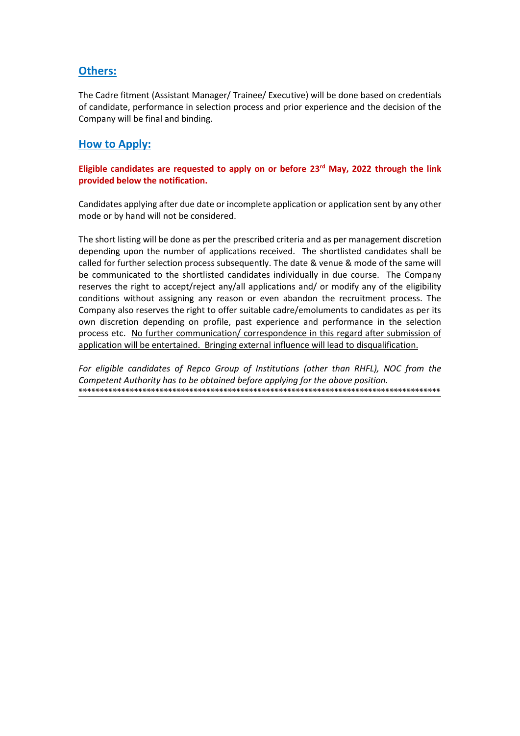## Others:

The Cadre fitment (Assistant Manager/ Trainee/ Executive) will be done based on credentials of candidate, performance in selection process and prior experience and the decision of the Company will be final and binding.

## How to Apply:

**Eligible candidates are requested to apply on or before 23rd May, 2022 through the link provided below the notification.**

Candidates applying after due date or incomplete application or application sent by any other mode or by hand will not be considered.

The short listing will be done as per the prescribed criteria and as per management discretion depending upon the number of applications received. The shortlisted candidates shall be called for further selection process subsequently. The date & venue & mode of the same will be communicated to the shortlisted candidates individually in due course. The Company reserves the right to accept/reject any/all applications and/ or modify any of the eligibility conditions without assigning any reason or even abandon the recruitment process. The Company also reserves the right to offer suitable cadre/emoluments to candidates as per its own discretion depending on profile, past experience and performance in the selection process etc. No further communication/ correspondence in this regard after submission of application will be entertained. Bringing external influence will lead to disqualification.

*For eligible candidates of Repco Group of Institutions (other than RHFL), NOC from the Competent Authority has to be obtained before applying for the above position.*

*****************************************************************************************